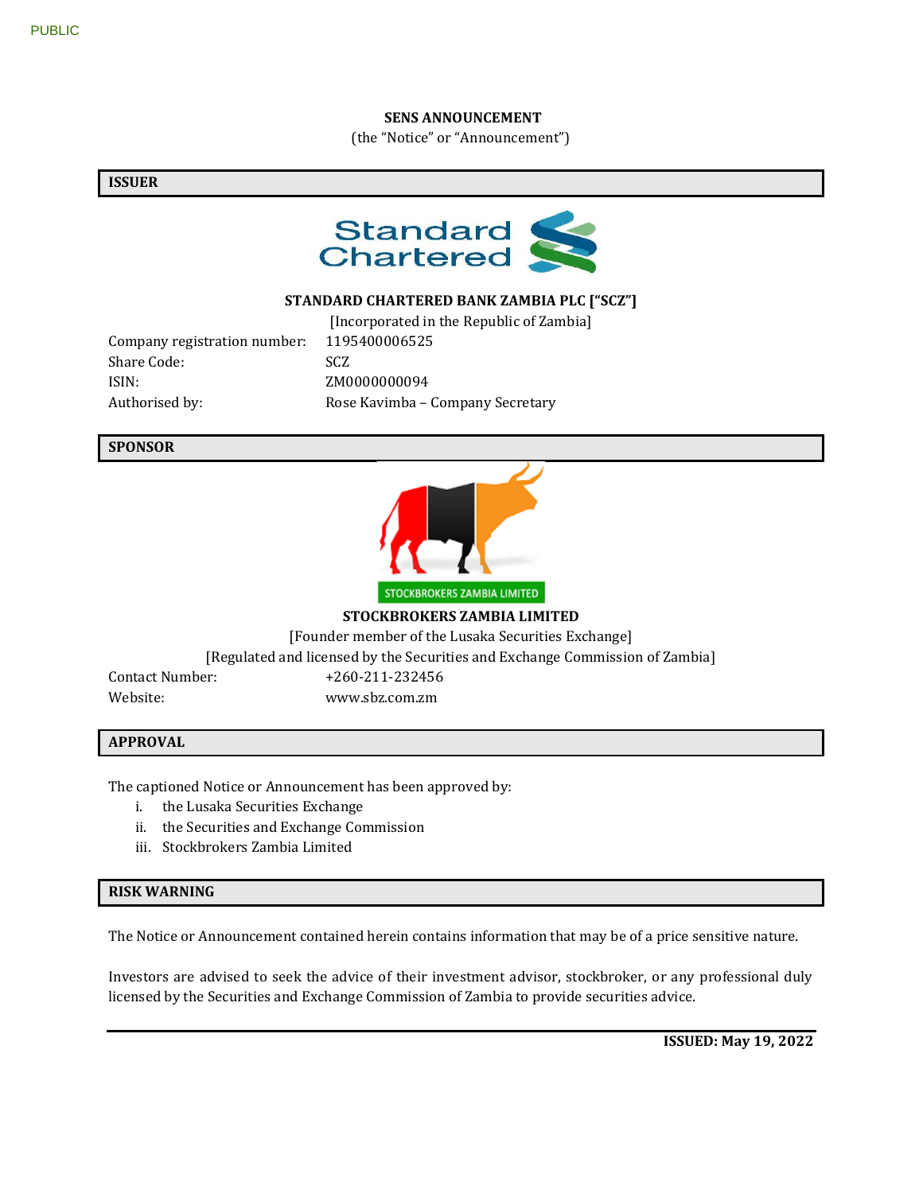PUBLIC

**SENS ANNOUNCEMENT**

(the "Notice" or "Announcement")

## ISSUER

**STANDARD CHARTERED BANK ZAMBIA PLC ["SCZ"]**

[Incorporated in the Republic of Zambia]

| | |
|---|---|
| Company registration number: | 1195400006525 |
| Share Code: | SCZ |
| ISIN: | ZM0000000094 |
| Authorised by: | Rose Kavimba – Company Secretary |

## SPONSOR

STOCKBROKERS ZAMBIA LIMITED

**STOCKBROKERS ZAMBIA LIMITED**

[Founder member of the Lusaka Securities Exchange]

[Regulated and licensed by the Securities and Exchange Commission of Zambia]

| | |
|---|---|
| Contact Number: | +260-211-232456 |
| Website: | www.sbz.com.zm |

## APPROVAL

The captioned Notice or Announcement has been approved by:

i. the Lusaka Securities Exchange
ii. the Securities and Exchange Commission
iii. Stockbrokers Zambia Limited

## RISK WARNING

The Notice or Announcement contained herein contains information that may be of a price sensitive nature.

Investors are advised to seek the advice of their investment advisor, stockbroker, or any professional duly licensed by the Securities and Exchange Commission of Zambia to provide securities advice.

**ISSUED: May 19, 2022**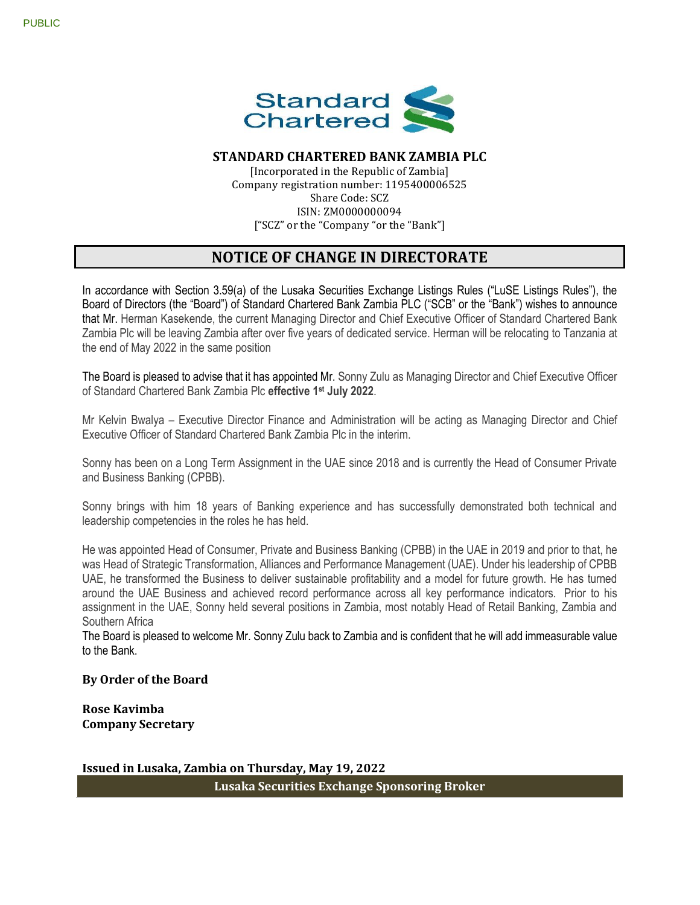PUBLIC

**STANDARD CHARTERED BANK ZAMBIA PLC**

[Incorporated in the Republic of Zambia]
Company registration number: 1195400006525
Share Code: SCZ
ISIN: ZM0000000094
["SCZ" or the "Company "or the "Bank"]

# NOTICE OF CHANGE IN DIRECTORATE

In accordance with Section 3.59(a) of the Lusaka Securities Exchange Listings Rules ("LuSE Listings Rules"), the Board of Directors (the "Board") of Standard Chartered Bank Zambia PLC ("SCB" or the "Bank") wishes to announce that Mr. Herman Kasekende, the current Managing Director and Chief Executive Officer of Standard Chartered Bank Zambia Plc will be leaving Zambia after over five years of dedicated service. Herman will be relocating to Tanzania at the end of May 2022 in the same position

The Board is pleased to advise that it has appointed Mr. Sonny Zulu as Managing Director and Chief Executive Officer of Standard Chartered Bank Zambia Plc **effective 1st July 2022**.

Mr Kelvin Bwalya – Executive Director Finance and Administration will be acting as Managing Director and Chief Executive Officer of Standard Chartered Bank Zambia Plc in the interim.

Sonny has been on a Long Term Assignment in the UAE since 2018 and is currently the Head of Consumer Private and Business Banking (CPBB).

Sonny brings with him 18 years of Banking experience and has successfully demonstrated both technical and leadership competencies in the roles he has held.

He was appointed Head of Consumer, Private and Business Banking (CPBB) in the UAE in 2019 and prior to that, he was Head of Strategic Transformation, Alliances and Performance Management (UAE). Under his leadership of CPBB UAE, he transformed the Business to deliver sustainable profitability and a model for future growth. He has turned around the UAE Business and achieved record performance across all key performance indicators. Prior to his assignment in the UAE, Sonny held several positions in Zambia, most notably Head of Retail Banking, Zambia and Southern Africa
The Board is pleased to welcome Mr. Sonny Zulu back to Zambia and is confident that he will add immeasurable value to the Bank.

**By Order of the Board**

**Rose Kavimba**
**Company Secretary**

**Issued in Lusaka, Zambia on Thursday, May 19, 2022**

**Lusaka Securities Exchange Sponsoring Broker**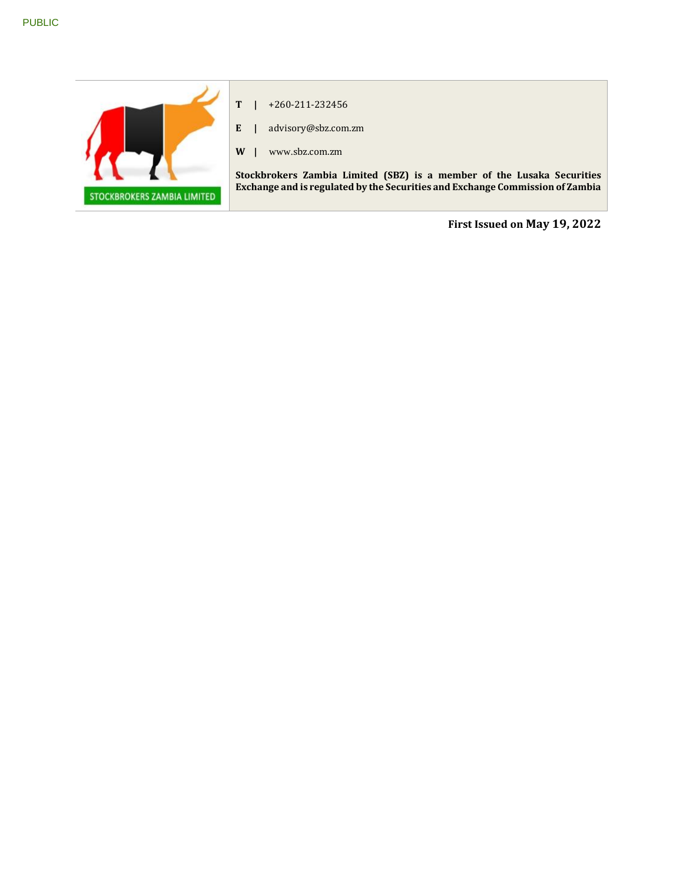STOCKBROKERS ZAMBIA LIMITED

**T** | +260-211-232456

**E** | advisory@sbz.com.zm

**W** | www.sbz.com.zm

**Stockbrokers Zambia Limited (SBZ) is a member of the Lusaka Securities Exchange and is regulated by the Securities and Exchange Commission of Zambia**

**First Issued on May 19, 2022**